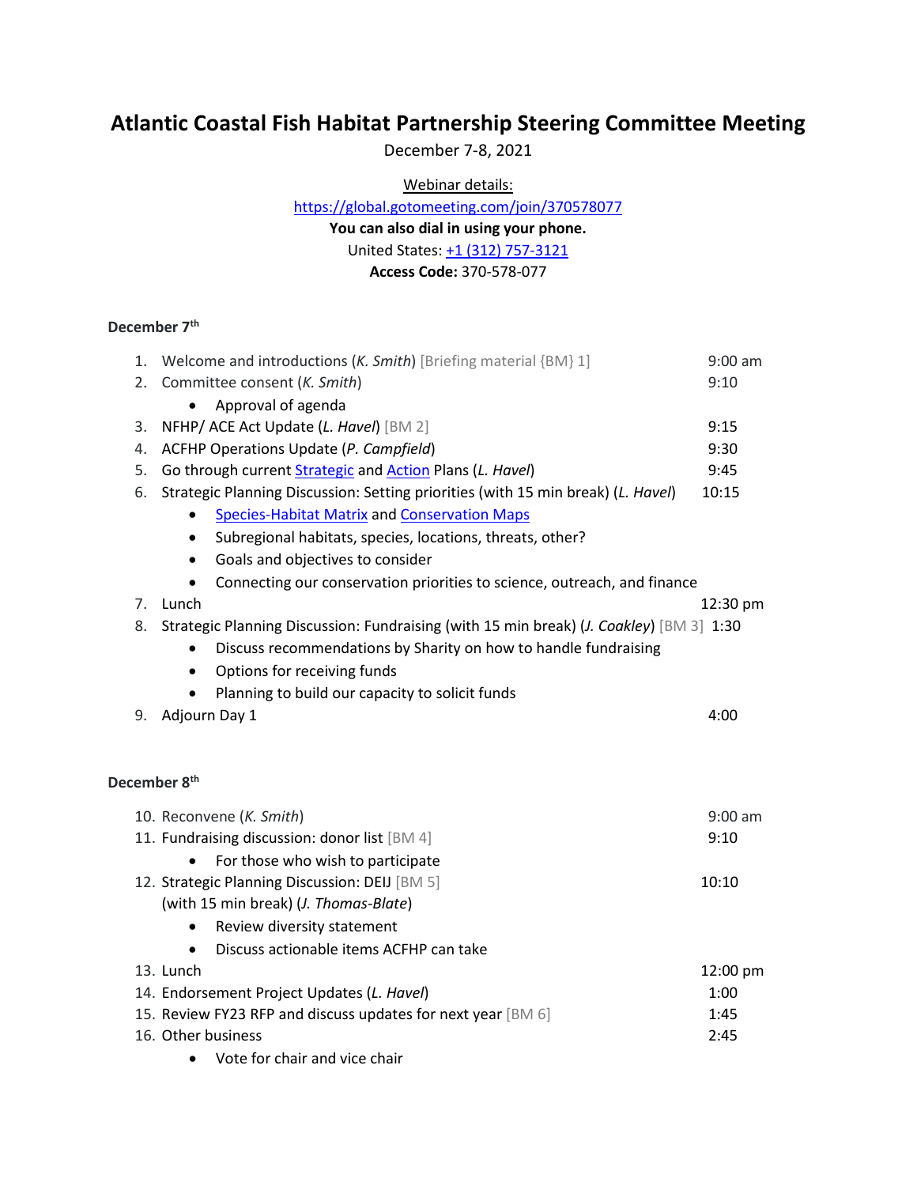# Atlantic Coastal Fish Habitat Partnership Steering Committee Meeting

December 7-8, 2021

Webinar details:

https://global.gotomeeting.com/join/370578077

**You can also dial in using your phone.**

United States: +1 (312) 757-3121

**Access Code:** 370-578-077

### December 7th

1. Welcome and introductions (*K. Smith*) [Briefing material {BM} 1] — 9:00 am
2. Committee consent (*K. Smith*) — 9:10
   - Approval of agenda
3. NFHP/ ACE Act Update (*L. Havel*) [BM 2] — 9:15
4. ACFHP Operations Update (*P. Campfield*) — 9:30
5. Go through current Strategic and Action Plans (*L. Havel*) — 9:45
6. Strategic Planning Discussion: Setting priorities (with 15 min break) (*L. Havel*) — 10:15
   - Species-Habitat Matrix and Conservation Maps
   - Subregional habitats, species, locations, threats, other?
   - Goals and objectives to consider
   - Connecting our conservation priorities to science, outreach, and finance
7. Lunch — 12:30 pm
8. Strategic Planning Discussion: Fundraising (with 15 min break) (*J. Coakley*) [BM 3] — 1:30
   - Discuss recommendations by Sharity on how to handle fundraising
   - Options for receiving funds
   - Planning to build our capacity to solicit funds
9. Adjourn Day 1 — 4:00

### December 8th

10. Reconvene (*K. Smith*) — 9:00 am
11. Fundraising discussion: donor list [BM 4] — 9:10
    - For those who wish to participate
12. Strategic Planning Discussion: DEIJ [BM 5] (with 15 min break) (*J. Thomas-Blate*) — 10:10
    - Review diversity statement
    - Discuss actionable items ACFHP can take
13. Lunch — 12:00 pm
14. Endorsement Project Updates (*L. Havel*) — 1:00
15. Review FY23 RFP and discuss updates for next year [BM 6] — 1:45
16. Other business — 2:45
    - Vote for chair and vice chair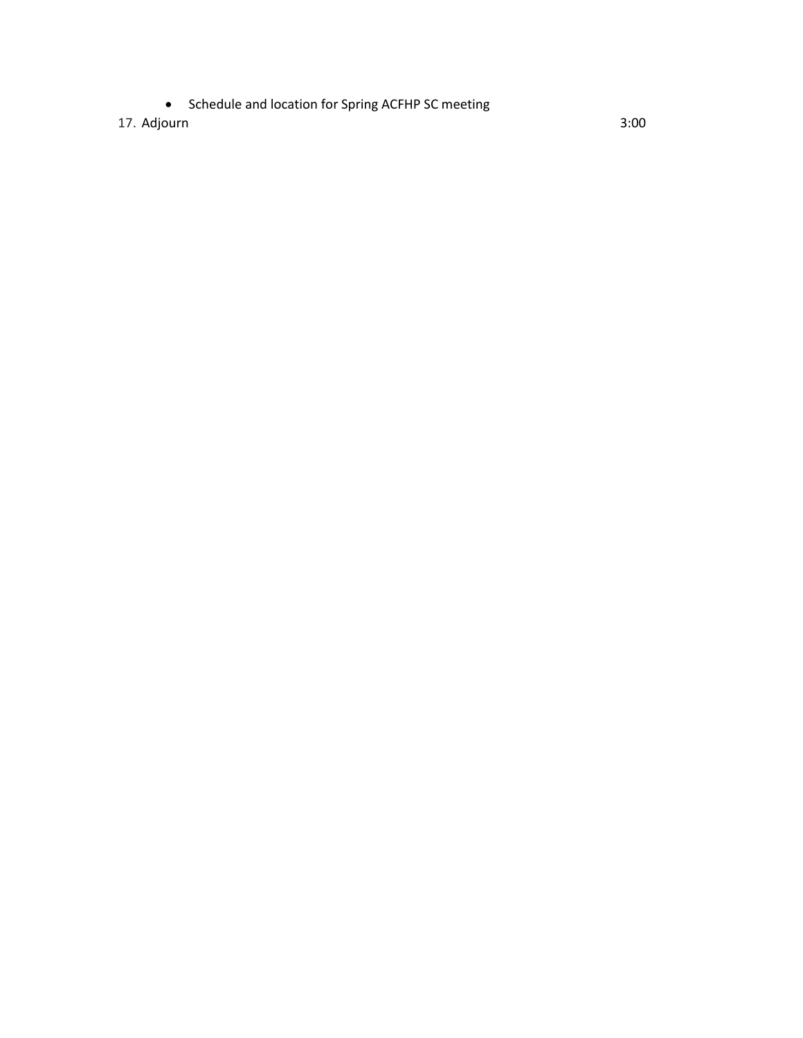- Schedule and location for Spring ACFHP SC meeting

17. Adjourn 3:00